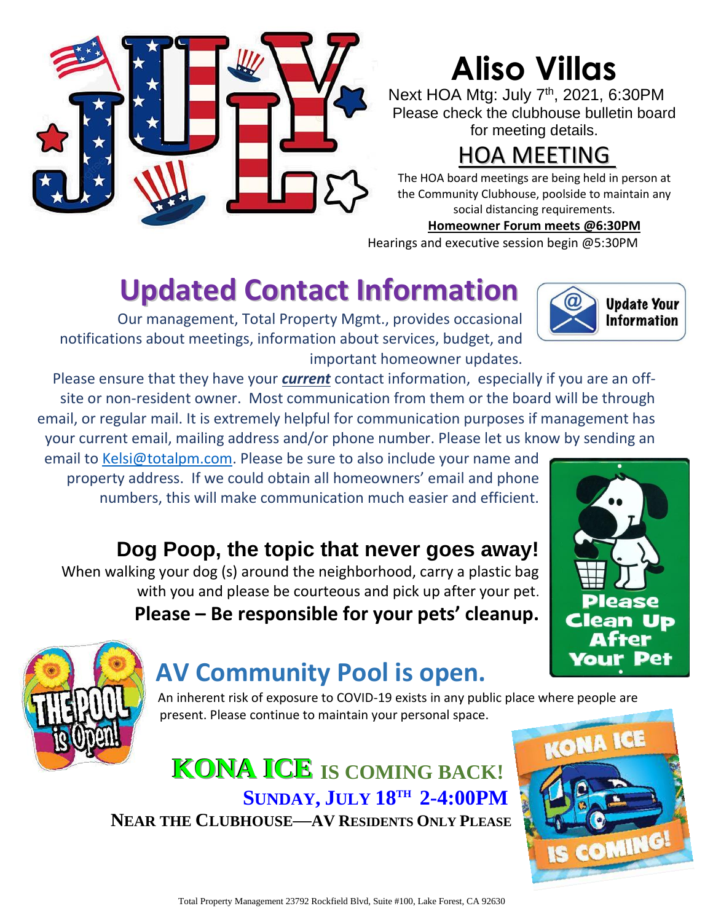# Aliso Villas

Next HOA Mtg: July 7th, 2021, 6:30PM
Please check the clubhouse bulletin board for meeting details.

## HOA MEETING

The HOA board meetings are being held in person at the Community Clubhouse, poolside to maintain any social distancing requirements.

**Homeowner Forum meets @6:30PM**

Hearings and executive session begin @5:30PM

## Updated Contact Information

Our management, Total Property Mgmt., provides occasional notifications about meetings, information about services, budget, and important homeowner updates.

Please ensure that they have your ***current*** contact information, especially if you are an off-site or non-resident owner. Most communication from them or the board will be through email, or regular mail. It is extremely helpful for communication purposes if management has your current email, mailing address and/or phone number. Please let us know by sending an email to Kelsi@totalpm.com. Please be sure to also include your name and property address. If we could obtain all homeowners' email and phone numbers, this will make communication much easier and efficient.

## Dog Poop, the topic that never goes away!

When walking your dog (s) around the neighborhood, carry a plastic bag with you and please be courteous and pick up after your pet.

**Please – Be responsible for your pets' cleanup.**

## AV Community Pool is open.

An inherent risk of exposure to COVID-19 exists in any public place where people are present. Please continue to maintain your personal space.

## KONA ICE IS COMING BACK!

**SUNDAY, JULY 18TH 2-4:00PM**

**NEAR THE CLUBHOUSE—AV RESIDENTS ONLY PLEASE**

Total Property Management 23792 Rockfield Blvd, Suite #100, Lake Forest, CA 92630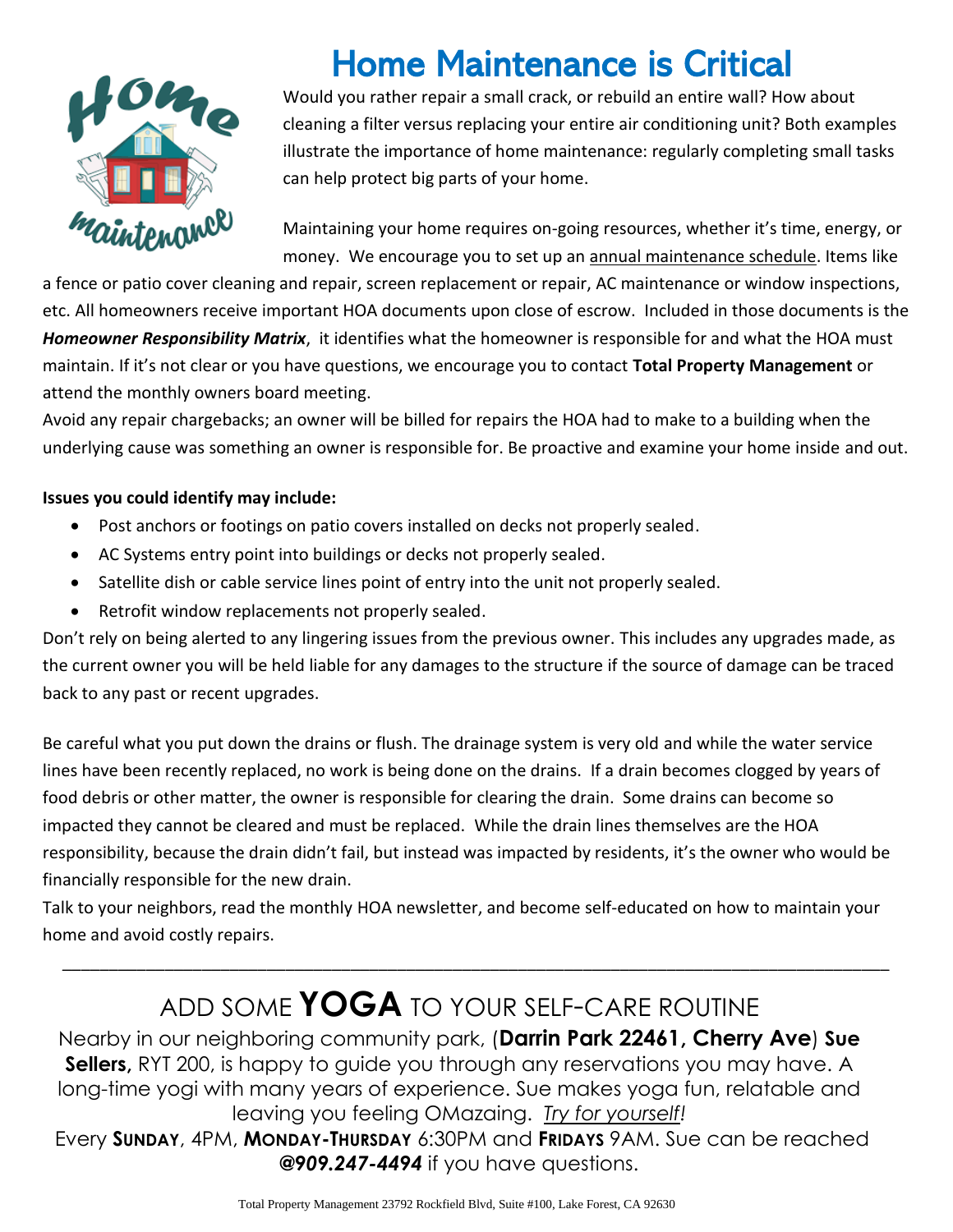# Home Maintenance is Critical

Would you rather repair a small crack, or rebuild an entire wall? How about cleaning a filter versus replacing your entire air conditioning unit? Both examples illustrate the importance of home maintenance: regularly completing small tasks can help protect big parts of your home.

Maintaining your home requires on-going resources, whether it's time, energy, or money. We encourage you to set up an annual maintenance schedule. Items like a fence or patio cover cleaning and repair, screen replacement or repair, AC maintenance or window inspections, etc. All homeowners receive important HOA documents upon close of escrow. Included in those documents is the ***Homeowner Responsibility Matrix***, it identifies what the homeowner is responsible for and what the HOA must maintain. If it's not clear or you have questions, we encourage you to contact **Total Property Management** or attend the monthly owners board meeting.

Avoid any repair chargebacks; an owner will be billed for repairs the HOA had to make to a building when the underlying cause was something an owner is responsible for. Be proactive and examine your home inside and out.

**Issues you could identify may include:**

- Post anchors or footings on patio covers installed on decks not properly sealed.
- AC Systems entry point into buildings or decks not properly sealed.
- Satellite dish or cable service lines point of entry into the unit not properly sealed.
- Retrofit window replacements not properly sealed.

Don't rely on being alerted to any lingering issues from the previous owner. This includes any upgrades made, as the current owner you will be held liable for any damages to the structure if the source of damage can be traced back to any past or recent upgrades.

Be careful what you put down the drains or flush. The drainage system is very old and while the water service lines have been recently replaced, no work is being done on the drains. If a drain becomes clogged by years of food debris or other matter, the owner is responsible for clearing the drain. Some drains can become so impacted they cannot be cleared and must be replaced. While the drain lines themselves are the HOA responsibility, because the drain didn't fail, but instead was impacted by residents, it's the owner who would be financially responsible for the new drain.

Talk to your neighbors, read the monthly HOA newsletter, and become self-educated on how to maintain your home and avoid costly repairs.

---

## ADD SOME **YOGA** TO YOUR SELF-CARE ROUTINE

Nearby in our neighboring community park, (**Darrin Park 22461, Cherry Ave**) **Sue Sellers,** RYT 200, is happy to guide you through any reservations you may have. A long-time yogi with many years of experience. Sue makes yoga fun, relatable and leaving you feeling OMazaing. *Try for yourself!*

Every **SUNDAY**, 4PM, **MONDAY-THURSDAY** 6:30PM and **FRIDAYS** 9AM. Sue can be reached ***@909.247-4494*** if you have questions.

Total Property Management 23792 Rockfield Blvd, Suite #100, Lake Forest, CA 92630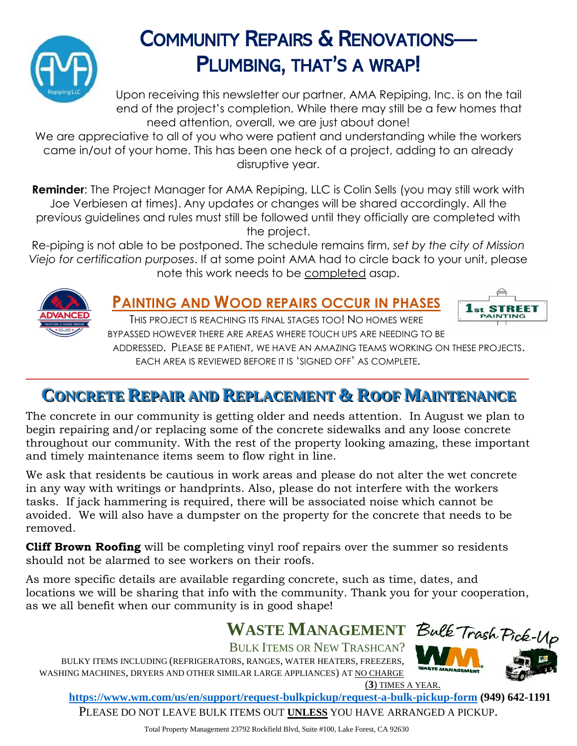# Community Repairs & Renovations— Plumbing, that's a wrap!

Upon receiving this newsletter our partner, AMA Repiping, Inc. is on the tail end of the project's completion. While there may still be a few homes that need attention, overall, we are just about done!

We are appreciative to all of you who were patient and understanding while the workers came in/out of your home. This has been one heck of a project, adding to an already disruptive year.

**Reminder**: The Project Manager for AMA Repiping, LLC is Colin Sells (you may still work with Joe Verbiesen at times). Any updates or changes will be shared accordingly. All the previous guidelines and rules must still be followed until they officially are completed with the project.

Re-piping is not able to be postponed. The schedule remains firm, *set by the city of Mission Viejo for certification purposes*. If at some point AMA had to circle back to your unit, please note this work needs to be completed asap.

## Painting and Wood Repairs Occur in Phases

This project is reaching its final stages too! No homes were bypassed however there are areas where touch ups are needing to be addressed. Please be patient, we have an amazing teams working on these projects. Each area is reviewed before it is 'signed off' as complete.

## Concrete Repair and Replacement & Roof Maintenance

The concrete in our community is getting older and needs attention. In August we plan to begin repairing and/or replacing some of the concrete sidewalks and any loose concrete throughout our community. With the rest of the property looking amazing, these important and timely maintenance items seem to flow right in line.

We ask that residents be cautious in work areas and please do not alter the wet concrete in any way with writings or handprints. Also, please do not interfere with the workers tasks. If jack hammering is required, there will be associated noise which cannot be avoided. We will also have a dumpster on the property for the concrete that needs to be removed.

**Cliff Brown Roofing** will be completing vinyl roof repairs over the summer so residents should not be alarmed to see workers on their roofs.

As more specific details are available regarding concrete, such as time, dates, and locations we will be sharing that info with the community. Thank you for your cooperation, as we all benefit when our community is in good shape!

## Waste Management Bulk Trash Pick-Up

Bulk Items or New Trashcan?

Bulky items including (refrigerators, ranges, water heaters, freezers, washing machines, dryers and other similar large appliances) at no charge (**3**) times a year.

**https://www.wm.com/us/en/support/request-bulkpickup/request-a-bulk-pickup-form (949) 642-1191**

Please do not leave bulk items out **unless** you have arranged a pickup.

Total Property Management 23792 Rockfield Blvd, Suite #100, Lake Forest, CA 92630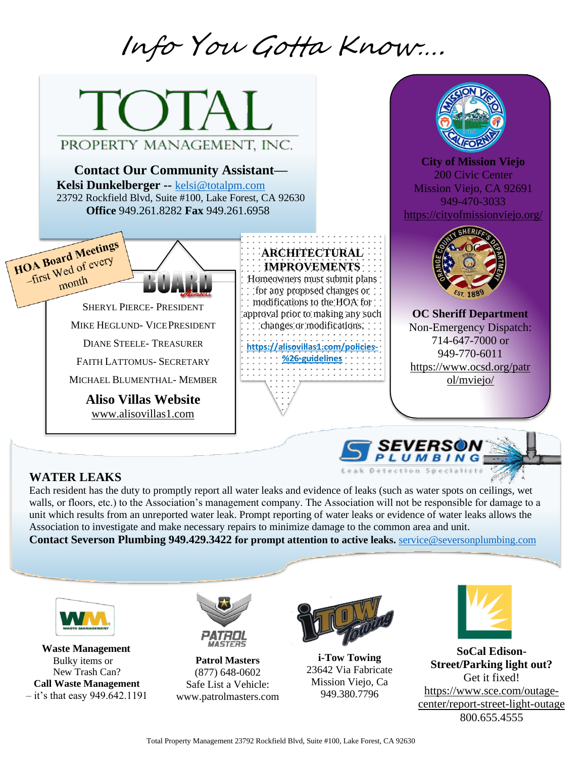# Info You Gotta Know…

TOTAL PROPERTY MANAGEMENT, INC.

**Contact Our Community Assistant—**
**Kelsi Dunkelberger --** kelsi@totalpm.com
23792 Rockfield Blvd, Suite #100, Lake Forest, CA 92630
**Office** 949.261.8282 **Fax** 949.261.6958

**City of Mission Viejo**
200 Civic Center
Mission Viejo, CA 92691
949-470-3033
https://cityofmissionviejo.org/

**HOA Board Meetings –first Wed of every month**

BOARD Members

SHERYL PIERCE- PRESIDENT
MIKE HEGLUND- VICE PRESIDENT
DIANE STEELE- TREASURER
FAITH LATTOMUS- SECRETARY
MICHAEL BLUMENTHAL- MEMBER

**Aliso Villas Website**
www.alisovillas1.com

**ARCHITECTURAL IMPROVEMENTS**
Homeowners must submit plans for any proposed changes or modifications to the HOA for approval prior to making any such changes or modifications.
https://alisovillas1.com/policies-%26-guidelines

**OC Sheriff Department**
Non-Emergency Dispatch:
714-647-7000 or
949-770-6011
https://www.ocsd.org/patrol/mviejo/

SEVERSON PLUMBING
Leak Detection Specialists

## WATER LEAKS

Each resident has the duty to promptly report all water leaks and evidence of leaks (such as water spots on ceilings, wet walls, or floors, etc.) to the Association's management company. The Association will not be responsible for damage to a unit which results from an unreported water leak. Prompt reporting of water leaks or evidence of water leaks allows the Association to investigate and make necessary repairs to minimize damage to the common area and unit.
**Contact Severson Plumbing 949.429.3422 for prompt attention to active leaks.** service@seversonplumbing.com

**Waste Management**
Bulky items or
New Trash Can?
**Call Waste Management**
– it's that easy 949.642.1191

**Patrol Masters**
(877) 648-0602
Safe List a Vehicle:
www.patrolmasters.com

**i-Tow Towing**
23642 Via Fabricate
Mission Viejo, Ca
949.380.7796

**SoCal Edison- Street/Parking light out?**
Get it fixed!
https://www.sce.com/outage-center/report-street-light-outage
800.655.4555